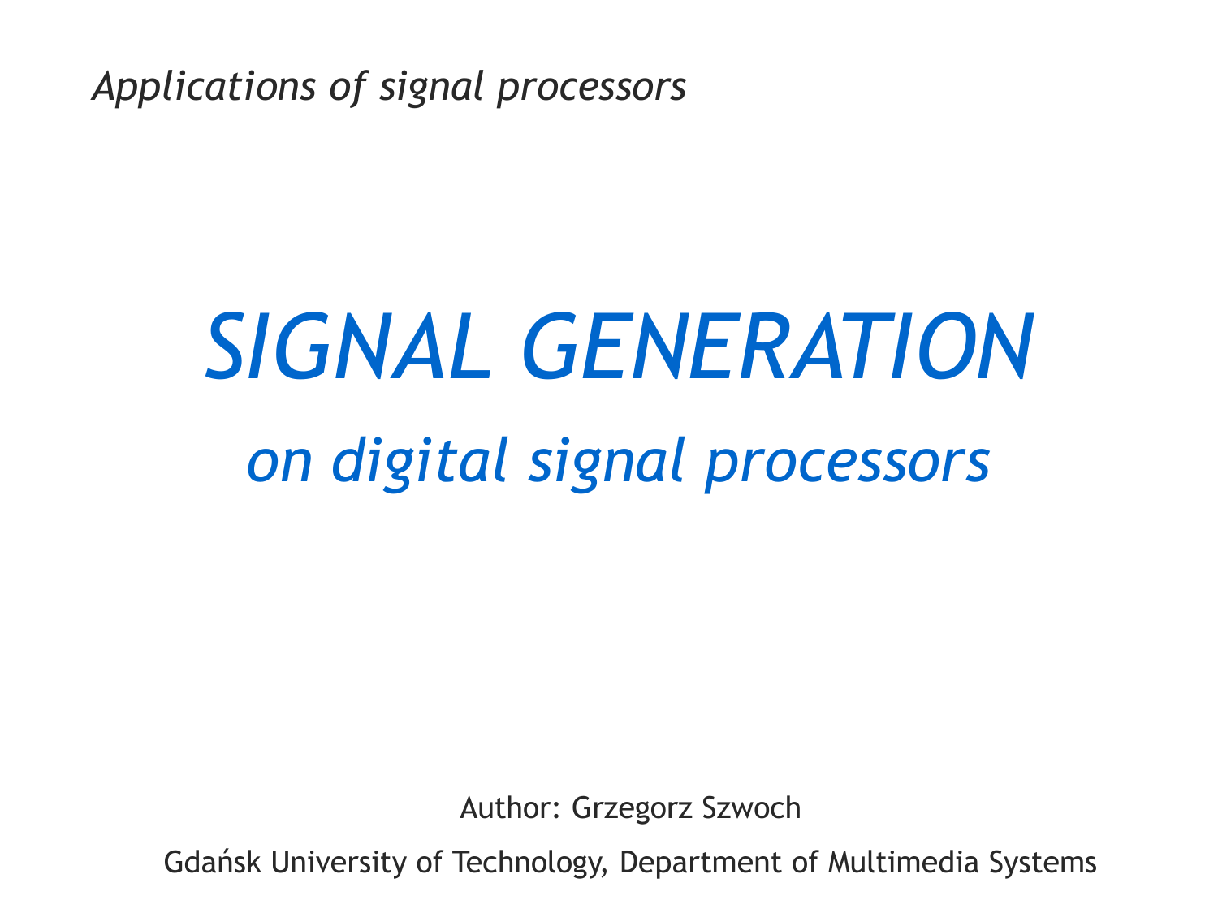*Applications of signal processors*

# *SIGNAL GENERATION*

## *on digital signal processors*

Author: Grzegorz Szwoch

Gdańsk University of Technology, Department of Multimedia Systems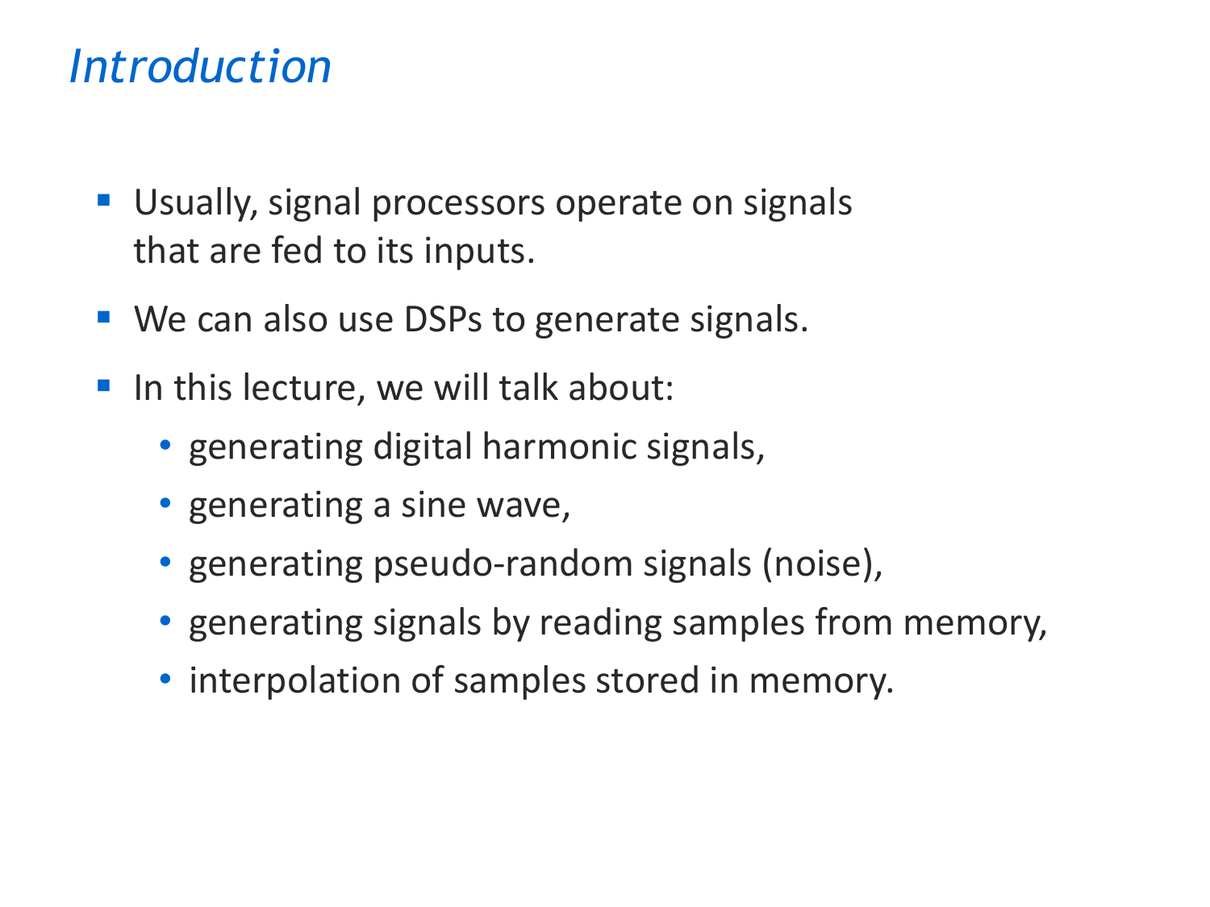# *Introduction*

- Usually, signal processors operate on signals that are fed to its inputs.
- We can also use DSPs to generate signals.
- In this lecture, we will talk about:
  - generating digital harmonic signals,
  - generating a sine wave,
  - generating pseudo-random signals (noise),
  - generating signals by reading samples from memory,
  - interpolation of samples stored in memory.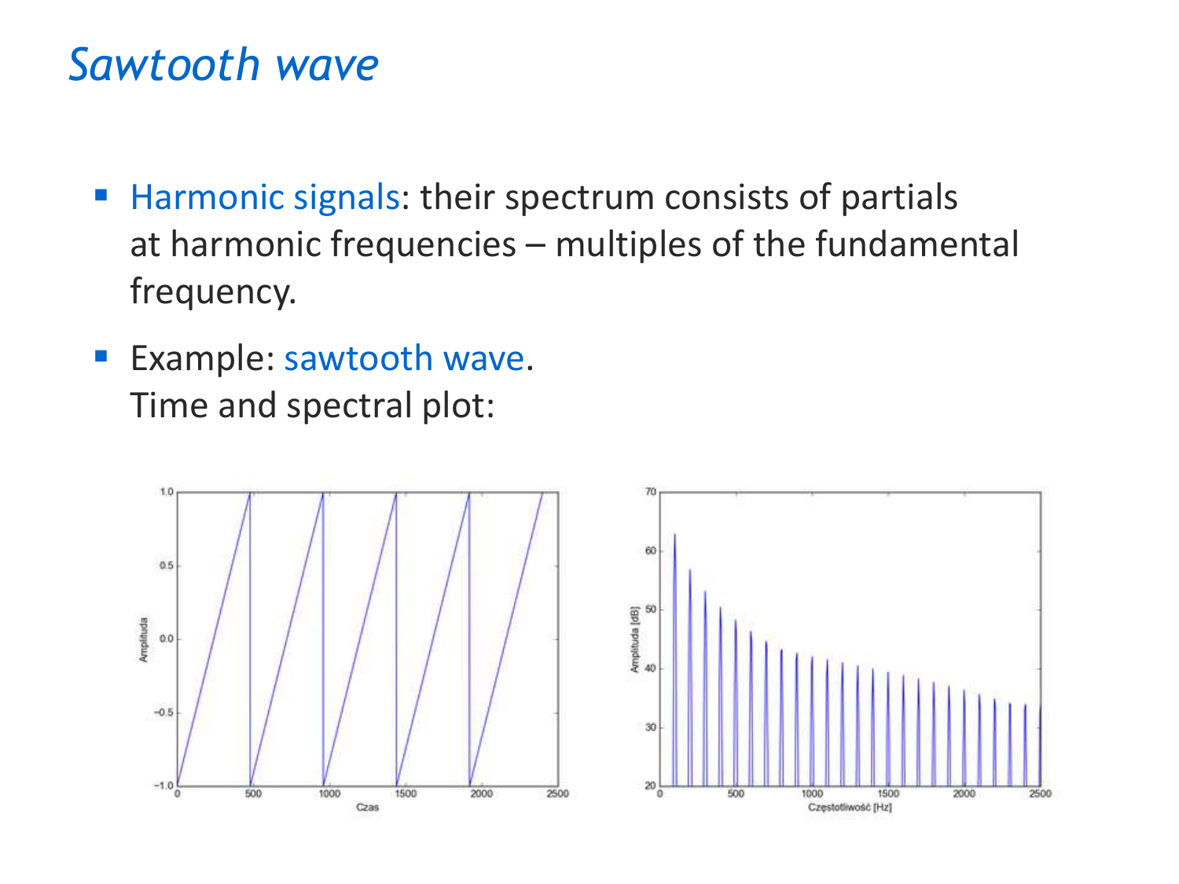# *Sawtooth wave*

- Harmonic signals: their spectrum consists of partials at harmonic frequencies – multiples of the fundamental frequency.
- Example: sawtooth wave.
  Time and spectral plot: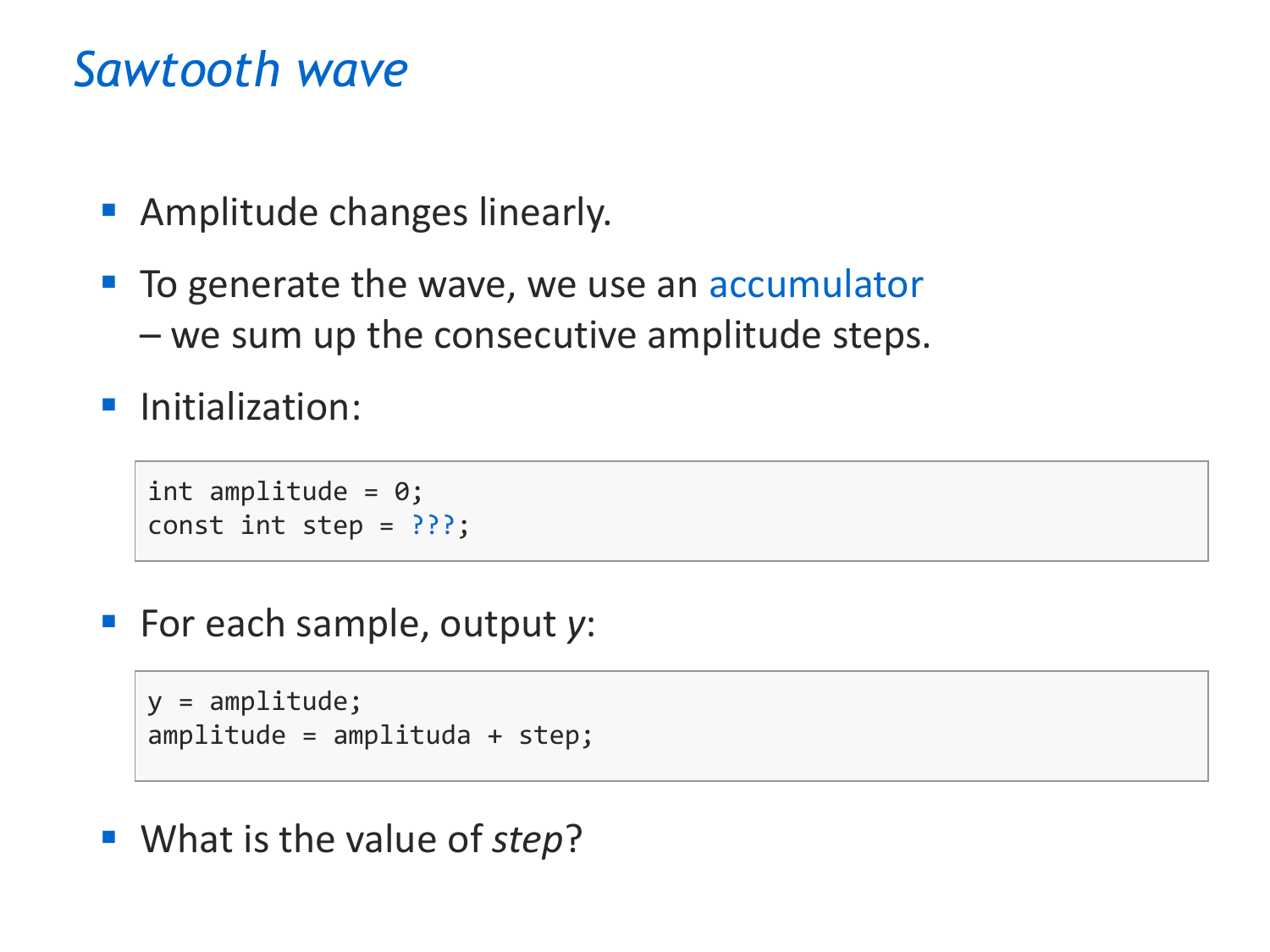# *Sawtooth wave*

- Amplitude changes linearly.
- To generate the wave, we use an accumulator – we sum up the consecutive amplitude steps.
- Initialization:

```
int amplitude = 0;
const int step = ???;
```

- For each sample, output *y*:

```
y = amplitude;
amplitude = amplituda + step;
```

- What is the value of *step*?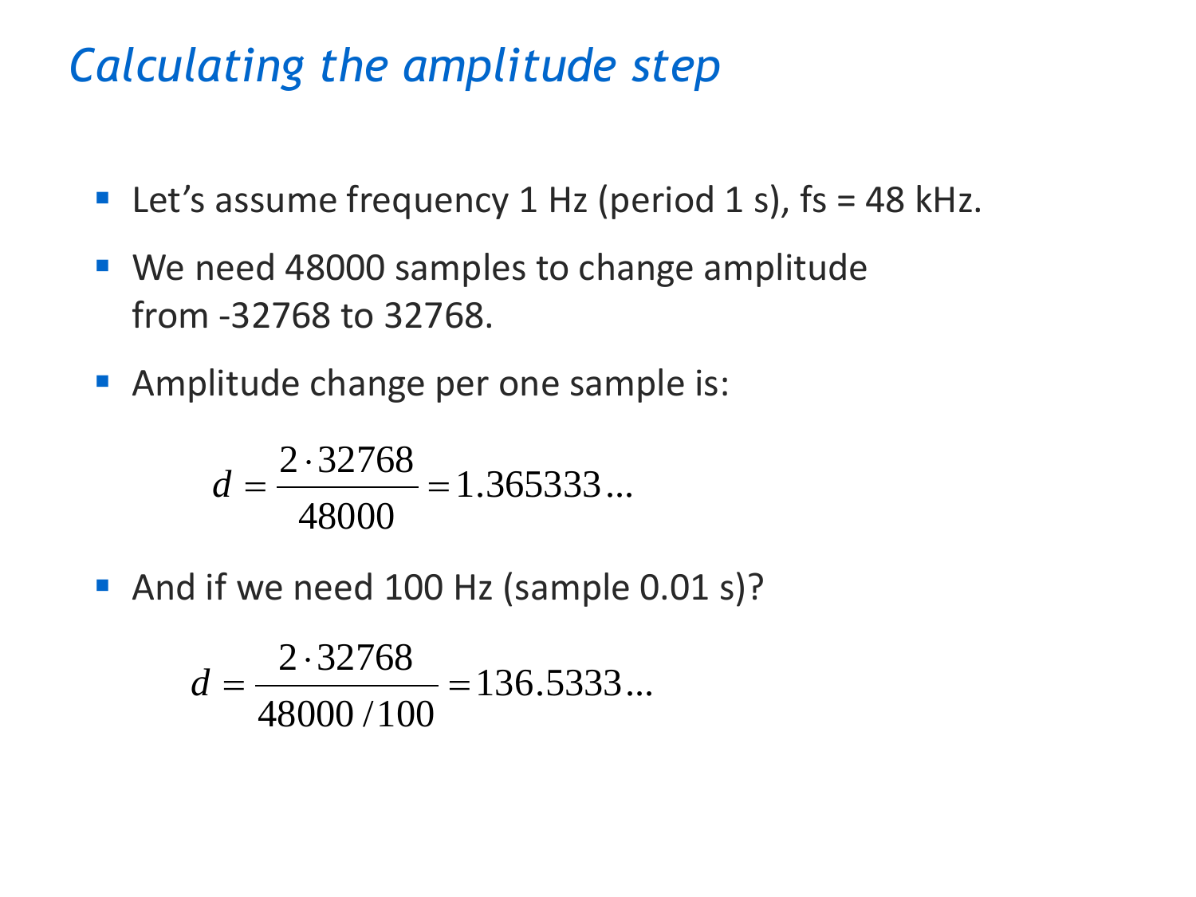# *Calculating the amplitude step*

- Let's assume frequency 1 Hz (period 1 s), fs = 48 kHz.
- We need 48000 samples to change amplitude from -32768 to 32768.
- Amplitude change per one sample is:

$$d = \frac{2 \cdot 32768}{48000} = 1.365333...$$

- And if we need 100 Hz (sample 0.01 s)?

$$d = \frac{2 \cdot 32768}{48000 / 100} = 136.5333...$$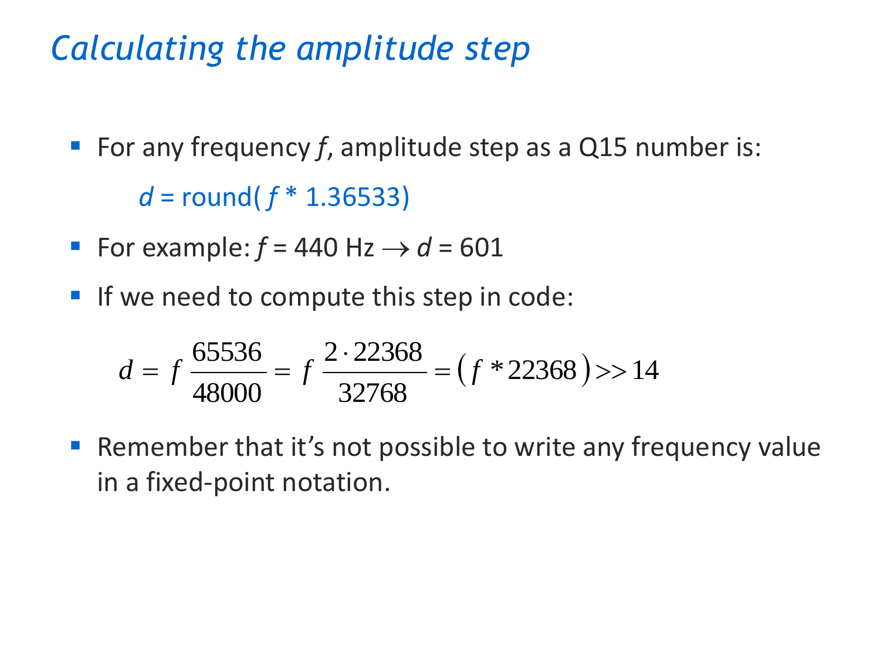# Calculating the amplitude step

- For any frequency $f$, amplitude step as a Q15 number is:

  $d$ = round( $f$ * 1.36533)

- For example: $f$ = 440 Hz $\rightarrow$ $d$ = 601
- If we need to compute this step in code:

$$d = f\,\frac{65536}{48000} = f\,\frac{2 \cdot 22368}{32768} = \left(f * 22368\right) >> 14$$

- Remember that it's not possible to write any frequency value in a fixed-point notation.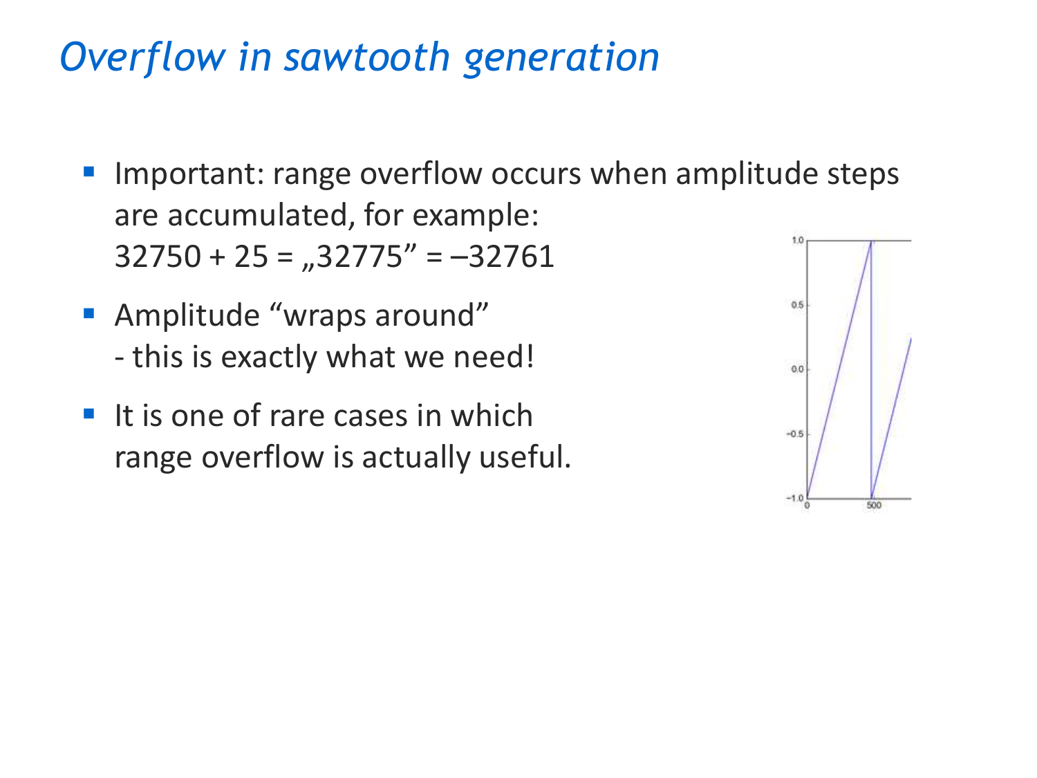# *Overflow in sawtooth generation*

- Important: range overflow occurs when amplitude steps are accumulated, for example:
  32750 + 25 = „32775" = –32761
- Amplitude "wraps around"
  - this is exactly what we need!
- It is one of rare cases in which range overflow is actually useful.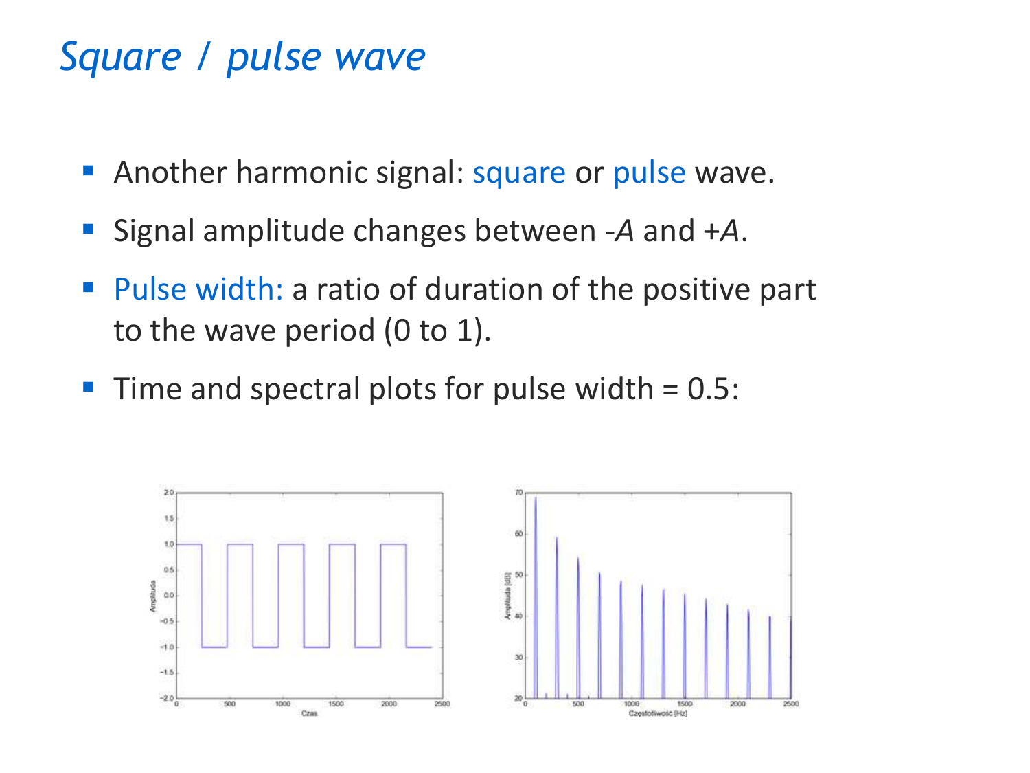# *Square / pulse wave*

- Another harmonic signal: square or pulse wave.
- Signal amplitude changes between -$A$ and +$A$.
- Pulse width: a ratio of duration of the positive part to the wave period (0 to 1).
- Time and spectral plots for pulse width = 0.5: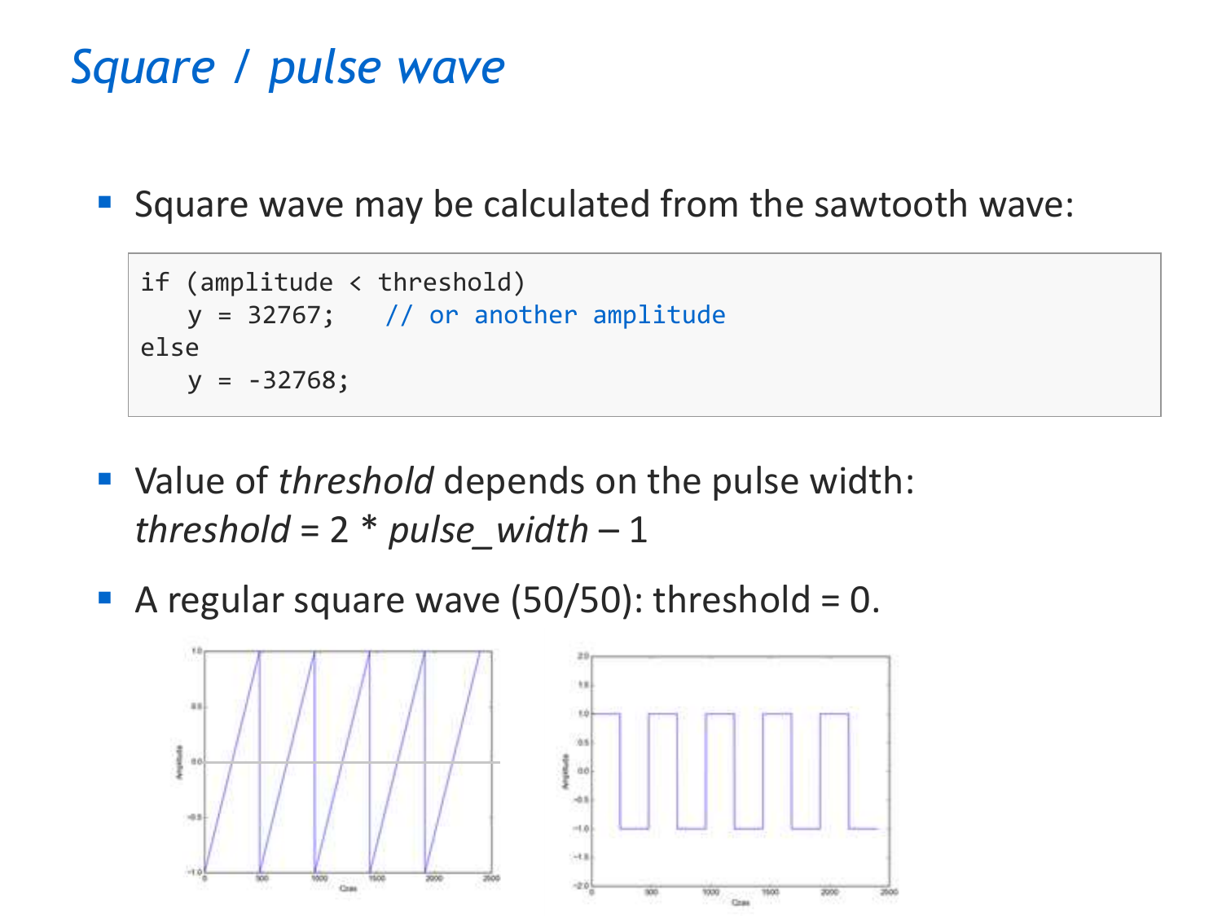# *Square / pulse wave*

- Square wave may be calculated from the sawtooth wave:

```
if (amplitude < threshold)
   y = 32767;    // or another amplitude
else
   y = -32768;
```

- Value of *threshold* depends on the pulse width:
  *threshold* = 2 * *pulse_width* – 1
- A regular square wave (50/50): threshold = 0.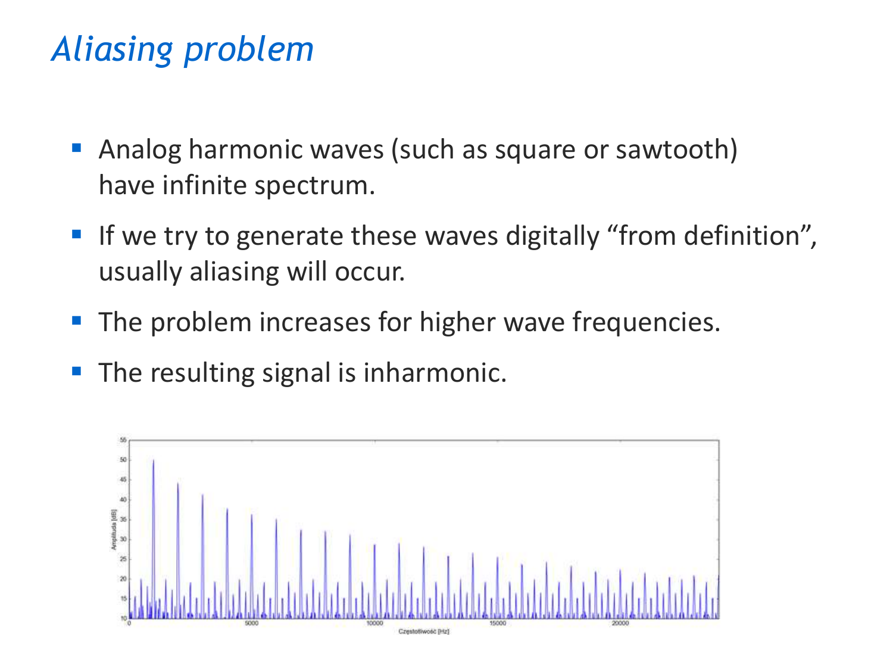# *Aliasing problem*

- Analog harmonic waves (such as square or sawtooth) have infinite spectrum.
- If we try to generate these waves digitally “from definition”, usually aliasing will occur.
- The problem increases for higher wave frequencies.
- The resulting signal is inharmonic.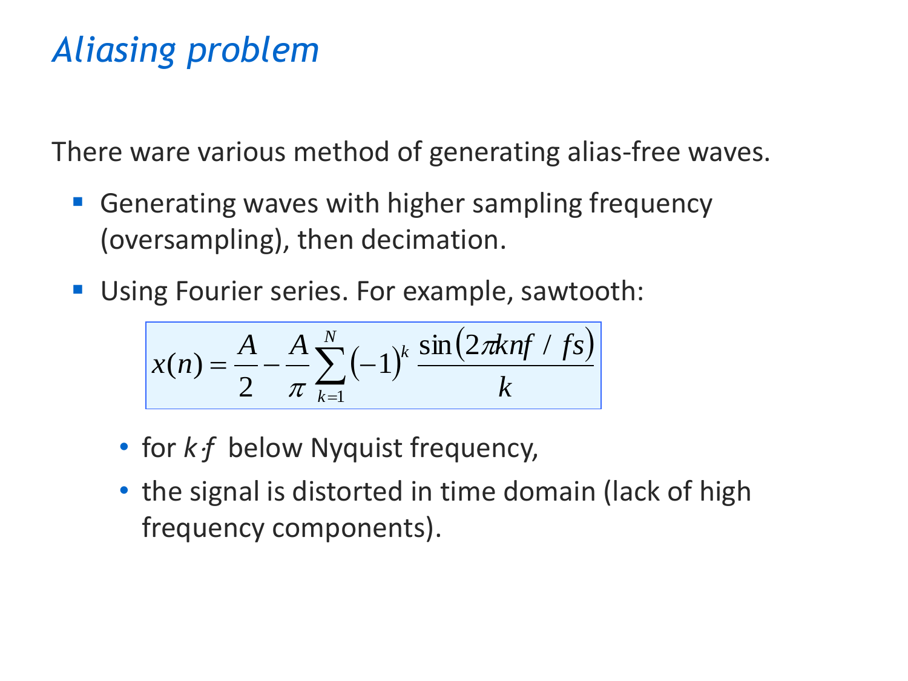# *Aliasing problem*

There ware various method of generating alias-free waves.

- Generating waves with higher sampling frequency (oversampling), then decimation.
- Using Fourier series. For example, sawtooth:

$$x(n) = \frac{A}{2} - \frac{A}{\pi} \sum_{k=1}^{N} (-1)^k \frac{\sin(2\pi knf / fs)}{k}$$

  - for $k \cdot f$ below Nyquist frequency,
  - the signal is distorted in time domain (lack of high frequency components).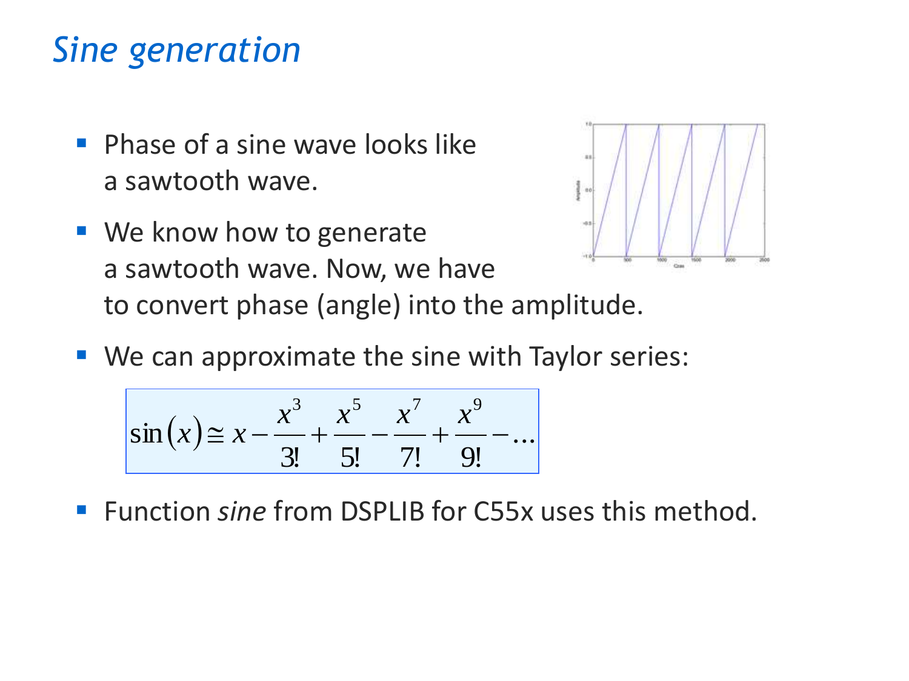# *Sine generation*

- Phase of a sine wave looks like a sawtooth wave.
- We know how to generate a sawtooth wave. Now, we have to convert phase (angle) into the amplitude.
- We can approximate the sine with Taylor series:

$$\sin(x) \cong x - \frac{x^3}{3!} + \frac{x^5}{5!} - \frac{x^7}{7!} + \frac{x^9}{9!} - \ldots$$

- Function *sine* from DSPLIB for C55x uses this method.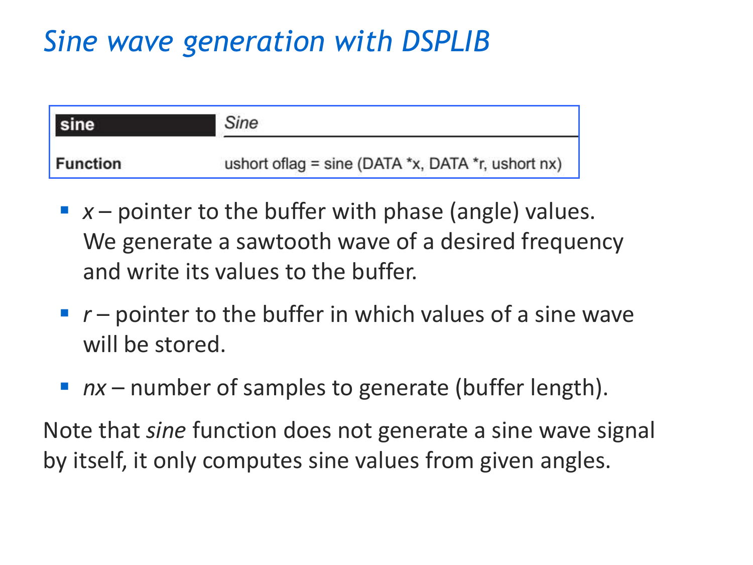# Sine wave generation with DSPLIB

| **sine** | *Sine* |
|---|---|
| **Function** | ushort oflag = sine (DATA *x, DATA *r, ushort nx) |

- *x* – pointer to the buffer with phase (angle) values. We generate a sawtooth wave of a desired frequency and write its values to the buffer.
- *r* – pointer to the buffer in which values of a sine wave will be stored.
- *nx* – number of samples to generate (buffer length).

Note that *sine* function does not generate a sine wave signal by itself, it only computes sine values from given angles.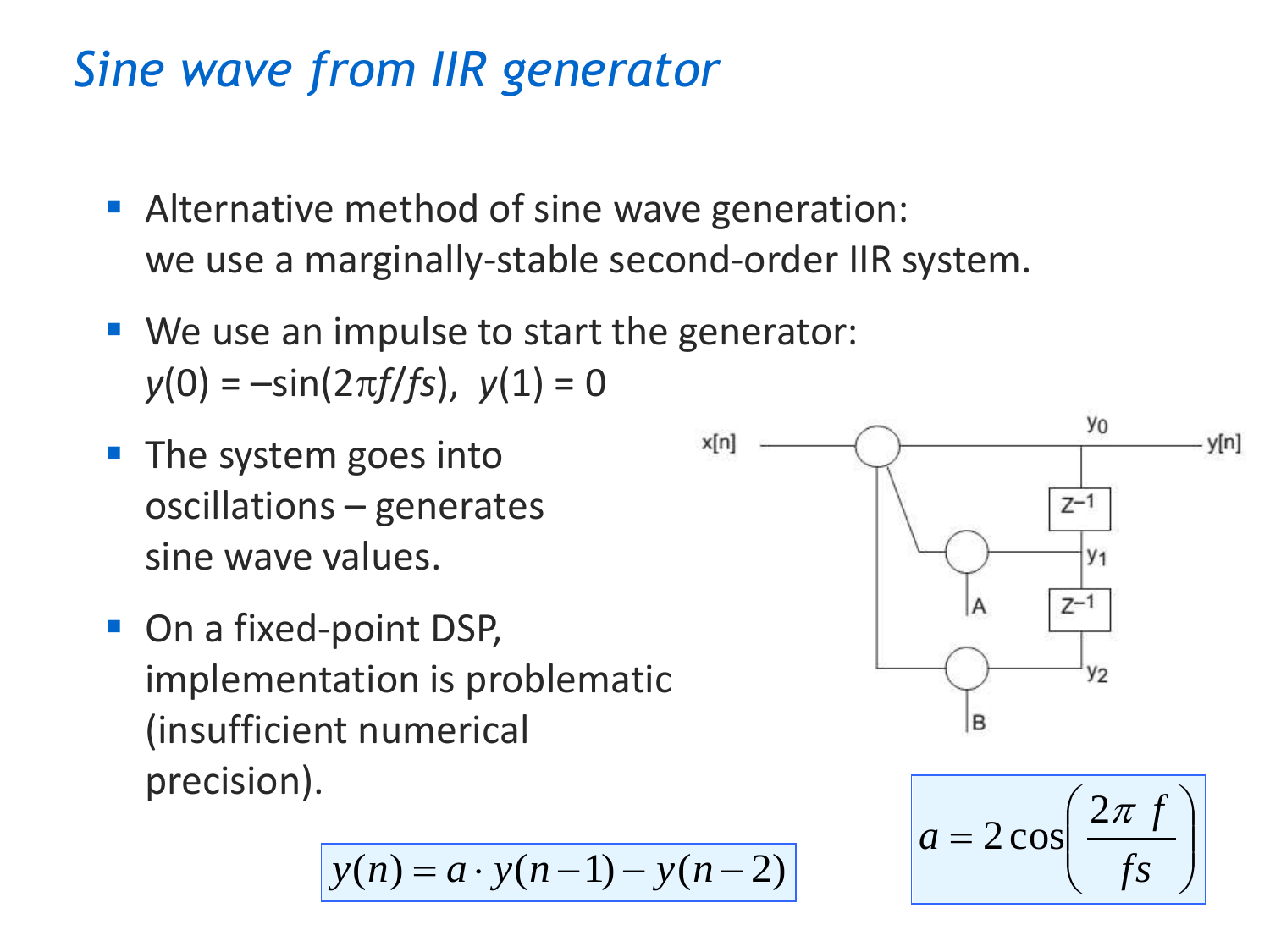# Sine wave from IIR generator

- Alternative method of sine wave generation: we use a marginally-stable second-order IIR system.
- We use an impulse to start the generator: $y(0) = -\sin(2\pi f/fs)$, $y(1) = 0$
- The system goes into oscillations – generates sine wave values.
- On a fixed-point DSP, implementation is problematic (insufficient numerical precision).

$$y(n) = a \cdot y(n-1) - y(n-2)$$

$$a = 2\cos\left(\frac{2\pi\ f}{fs}\right)$$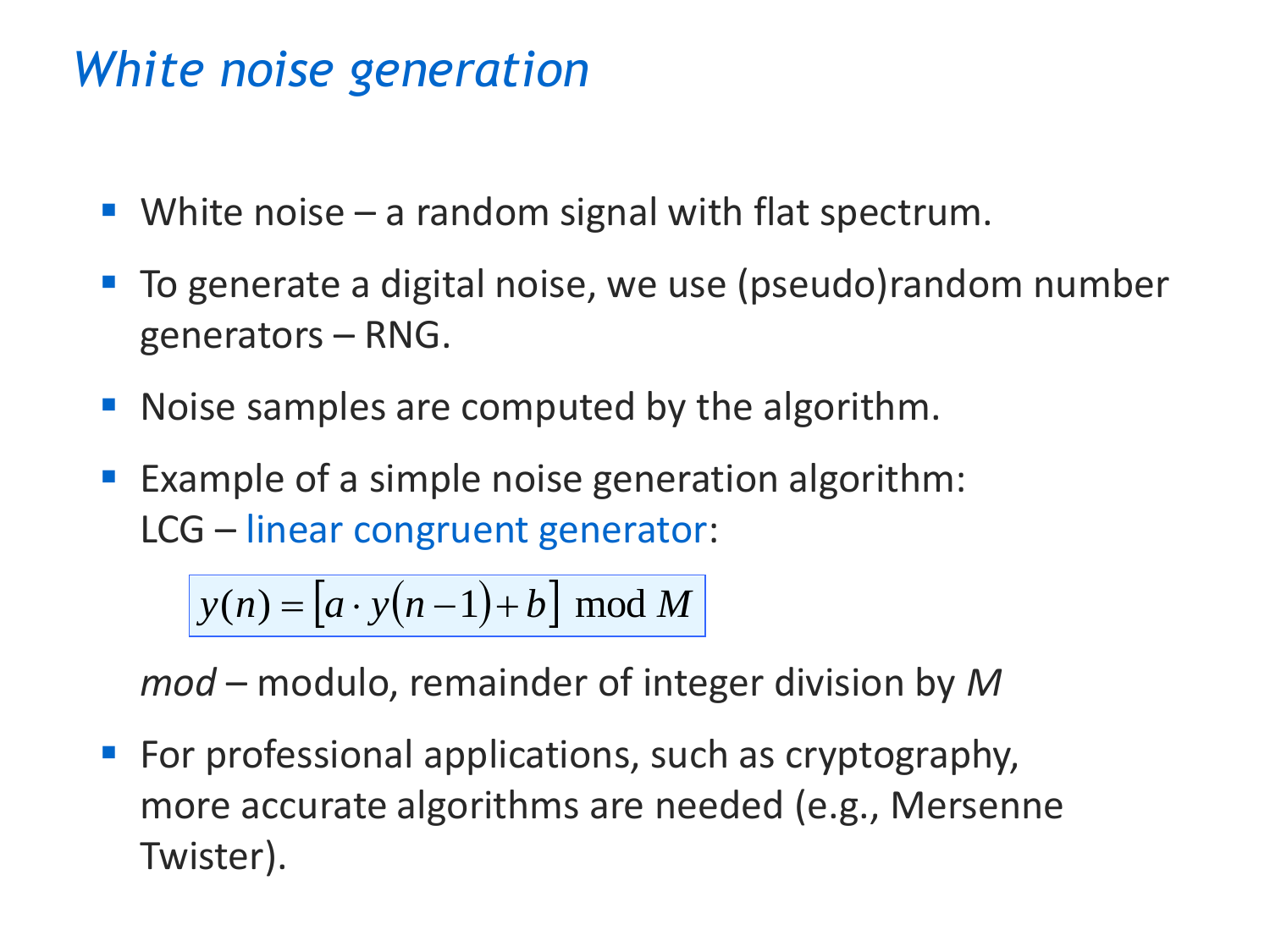# *White noise generation*

- White noise – a random signal with flat spectrum.
- To generate a digital noise, we use (pseudo)random number generators – RNG.
- Noise samples are computed by the algorithm.
- Example of a simple noise generation algorithm:
  LCG – linear congruent generator:

  $$y(n) = \left[a \cdot y(n-1) + b\right] \bmod M$$

  *mod* – modulo, remainder of integer division by *M*

- For professional applications, such as cryptography, more accurate algorithms are needed (e.g., Mersenne Twister).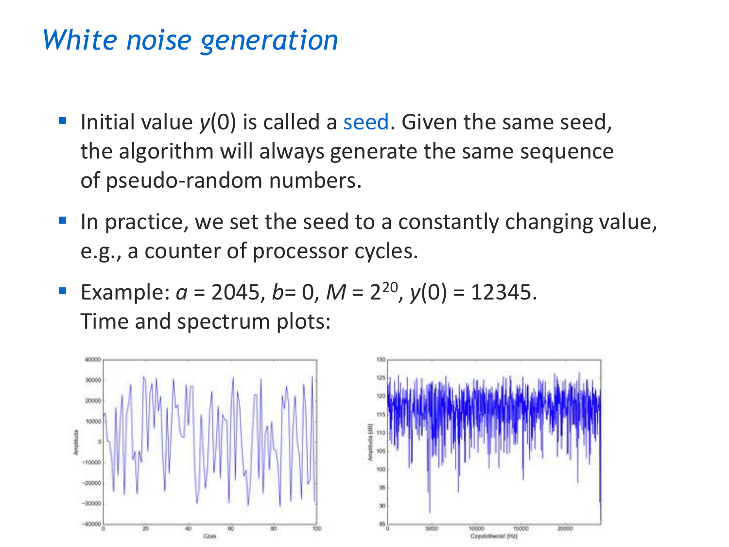# *White noise generation*

- Initial value $y(0)$ is called a seed. Given the same seed, the algorithm will always generate the same sequence of pseudo-random numbers.
- In practice, we set the seed to a constantly changing value, e.g., a counter of processor cycles.
- Example: $a$ = 2045, $b$= 0, $M = 2^{20}$, $y(0)$ = 12345. Time and spectrum plots: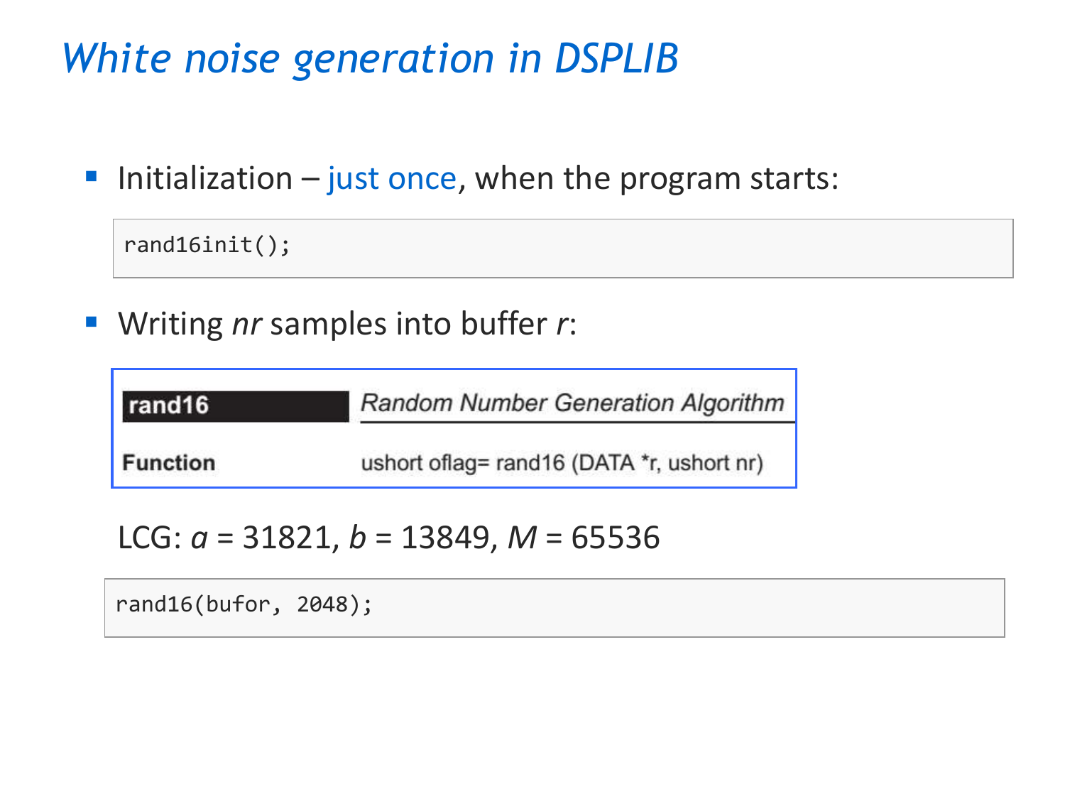# *White noise generation in DSPLIB*

- Initialization – just once, when the program starts:

```
rand16init();
```

- Writing *nr* samples into buffer *r*:

| **rand16** | *Random Number Generation Algorithm* |
| --- | --- |
| **Function** | ushort oflag= rand16 (DATA *r, ushort nr) |

LCG: $a = 31821$, $b = 13849$, $M = 65536$

```
rand16(bufor, 2048);
```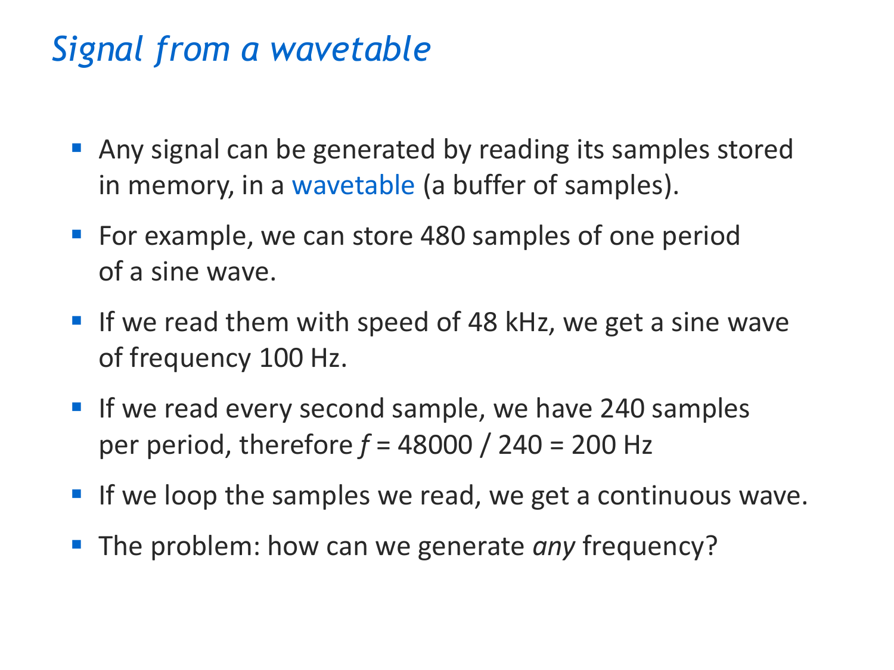# *Signal from a wavetable*

- Any signal can be generated by reading its samples stored in memory, in a wavetable (a buffer of samples).
- For example, we can store 480 samples of one period of a sine wave.
- If we read them with speed of 48 kHz, we get a sine wave of frequency 100 Hz.
- If we read every second sample, we have 240 samples per period, therefore $f = 48000 / 240 = 200$ Hz
- If we loop the samples we read, we get a continuous wave.
- The problem: how can we generate *any* frequency?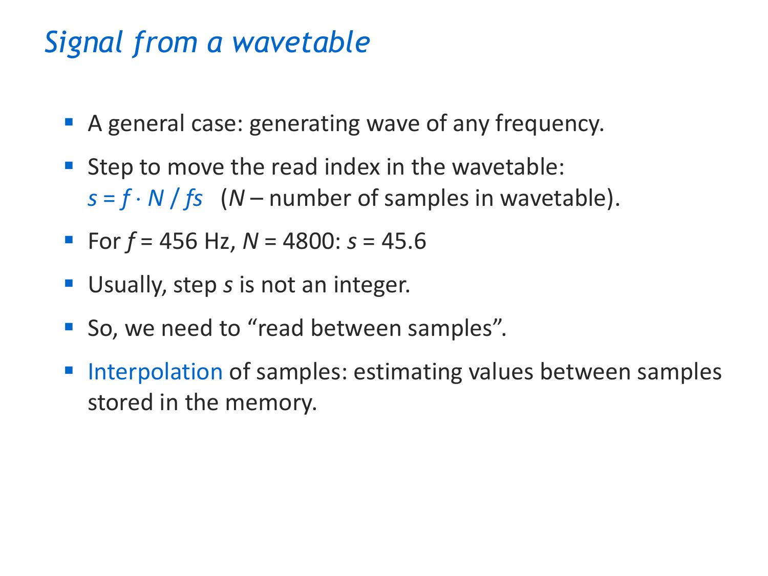# *Signal from a wavetable*

- A general case: generating wave of any frequency.
- Step to move the read index in the wavetable:
  $s = f \cdot N / fs$ ($N$ – number of samples in wavetable).
- For $f$ = 456 Hz, $N$ = 4800: $s$ = 45.6
- Usually, step $s$ is not an integer.
- So, we need to "read between samples".
- Interpolation of samples: estimating values between samples stored in the memory.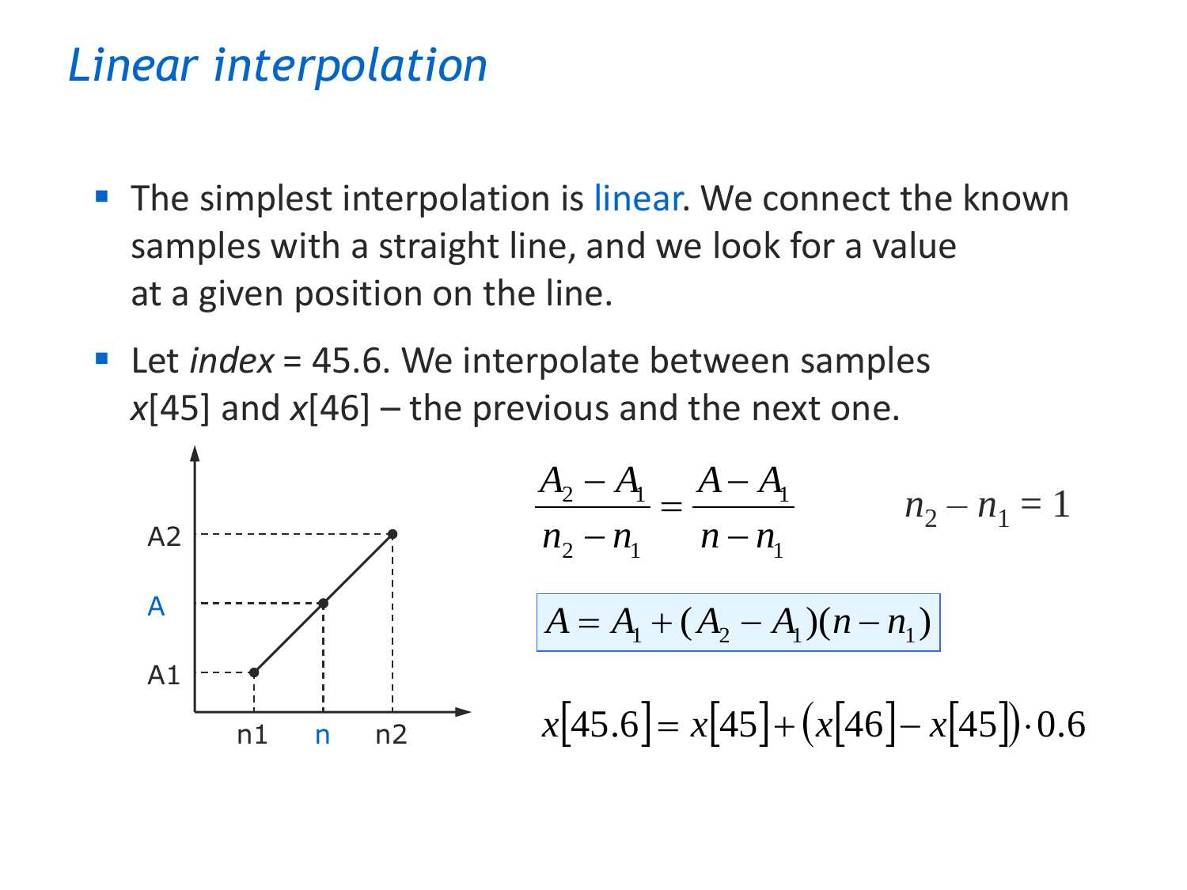# *Linear interpolation*

- The simplest interpolation is linear. We connect the known samples with a straight line, and we look for a value at a given position on the line.
- Let *index* = 45.6. We interpolate between samples $x[45]$ and $x[46]$ – the previous and the next one.

$$\frac{A_2 - A_1}{n_2 - n_1} = \frac{A - A_1}{n - n_1} \qquad n_2 - n_1 = 1$$

$$A = A_1 + (A_2 - A_1)(n - n_1)$$

$$x[45.6] = x[45] + \left(x[46] - x[45]\right) \cdot 0.6$$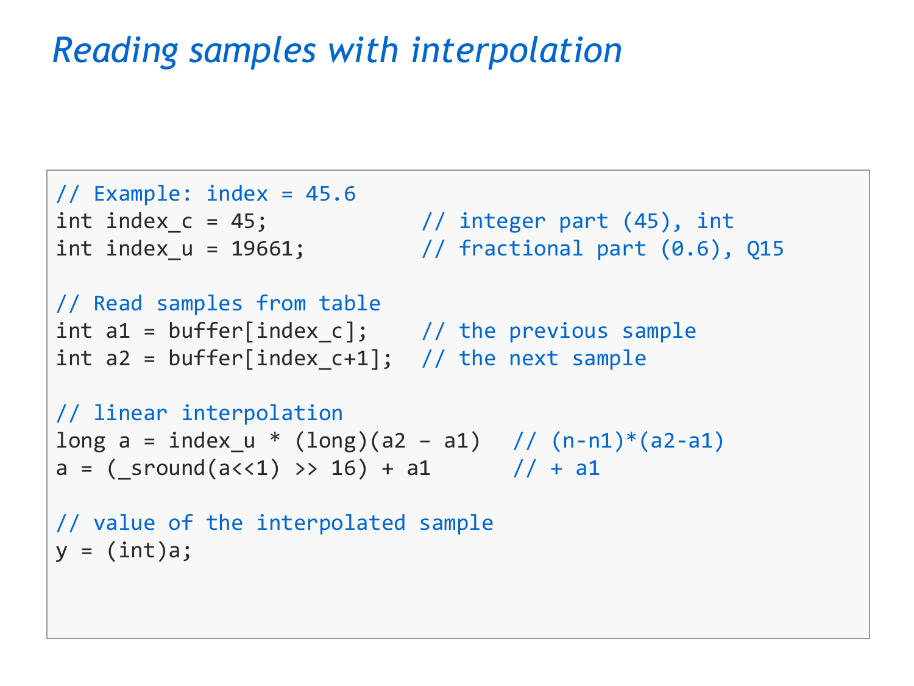# *Reading samples with interpolation*

```
// Example: index = 45.6
int index_c = 45;           // integer part (45), int
int index_u = 19661;        // fractional part (0.6), Q15

// Read samples from table
int a1 = buffer[index_c];    // the previous sample
int a2 = buffer[index_c+1];  // the next sample

// linear interpolation
long a = index_u * (long)(a2 – a1)  // (n-n1)*(a2-a1)
a = (_sround(a<<1) >> 16) + a1      // + a1

// value of the interpolated sample
y = (int)a;
```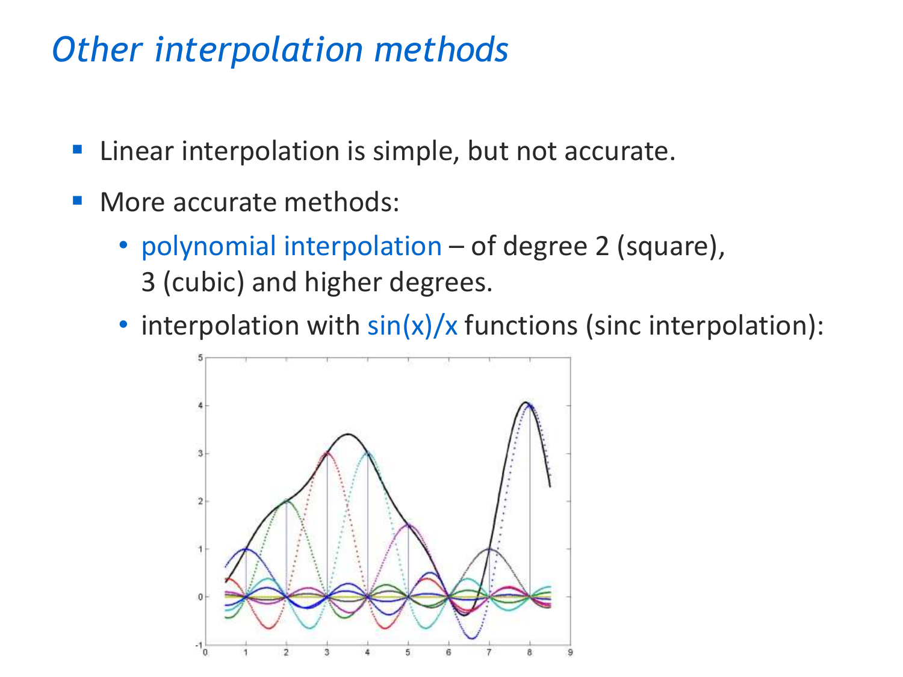# *Other interpolation methods*

- Linear interpolation is simple, but not accurate.
- More accurate methods:
  - polynomial interpolation – of degree 2 (square), 3 (cubic) and higher degrees.
  - interpolation with sin(x)/x functions (sinc interpolation):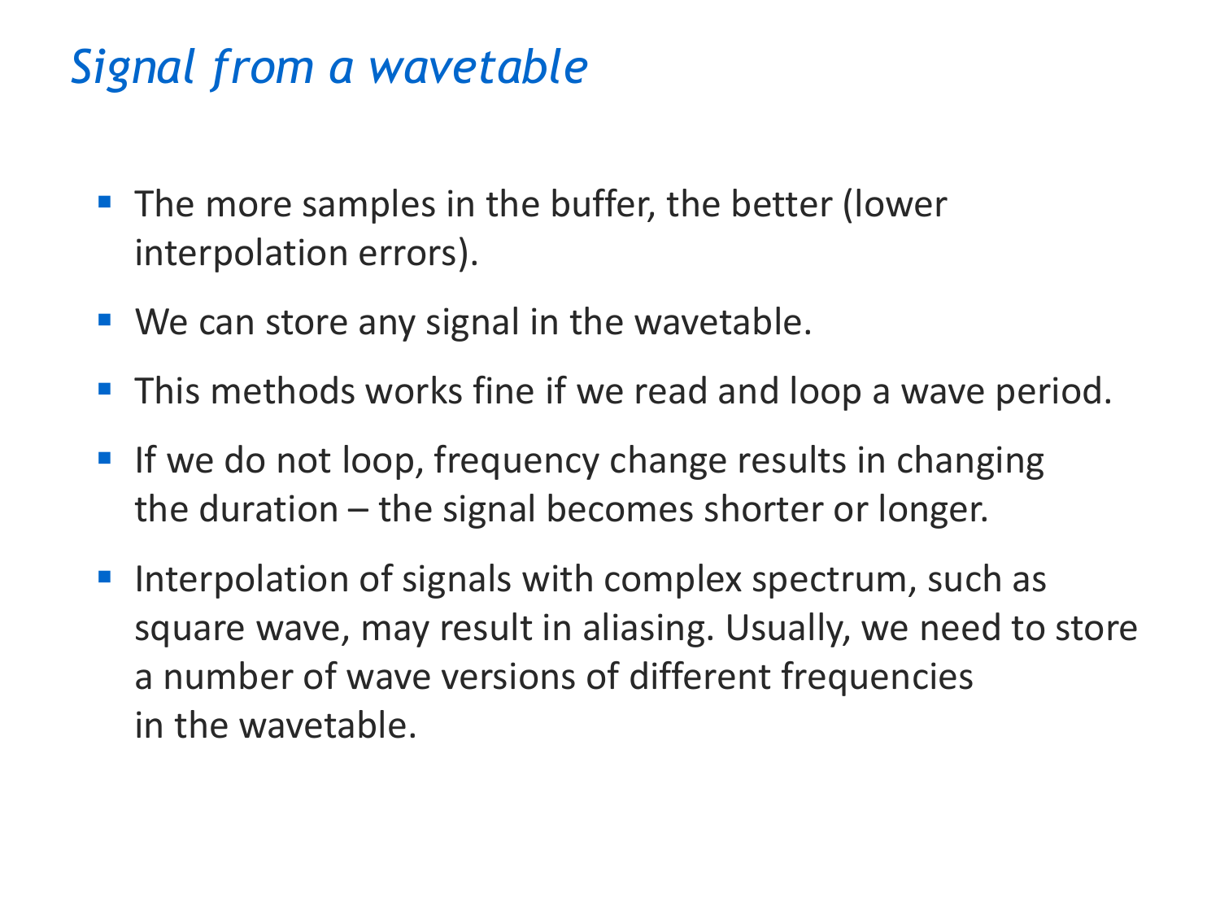# *Signal from a wavetable*

- The more samples in the buffer, the better (lower interpolation errors).
- We can store any signal in the wavetable.
- This methods works fine if we read and loop a wave period.
- If we do not loop, frequency change results in changing the duration – the signal becomes shorter or longer.
- Interpolation of signals with complex spectrum, such as square wave, may result in aliasing. Usually, we need to store a number of wave versions of different frequencies in the wavetable.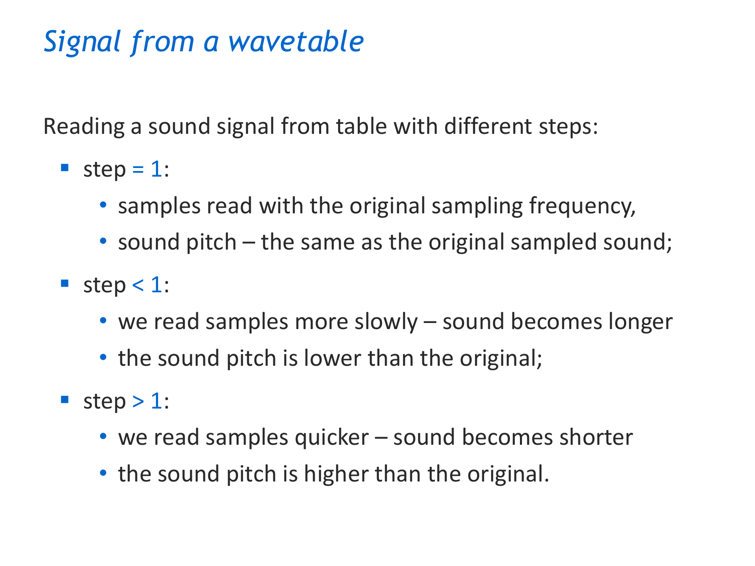## *Signal from a wavetable*

Reading a sound signal from table with different steps:

- step = 1:
  - samples read with the original sampling frequency,
  - sound pitch – the same as the original sampled sound;
- step < 1:
  - we read samples more slowly – sound becomes longer
  - the sound pitch is lower than the original;
- step > 1:
  - we read samples quicker – sound becomes shorter
  - the sound pitch is higher than the original.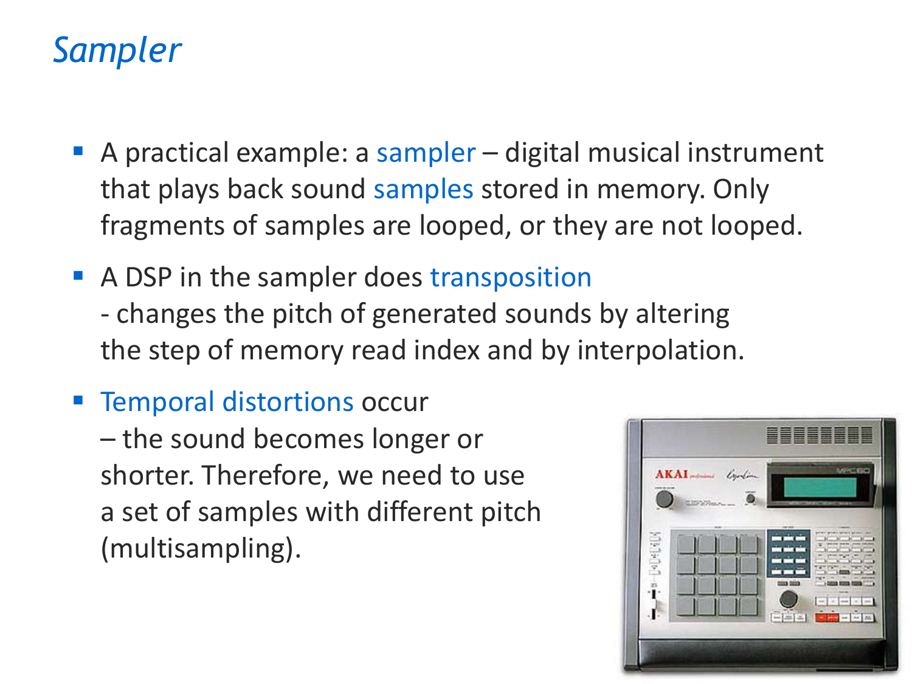# Sampler

- A practical example: a sampler – digital musical instrument that plays back sound samples stored in memory. Only fragments of samples are looped, or they are not looped.
- A DSP in the sampler does transposition - changes the pitch of generated sounds by altering the step of memory read index and by interpolation.
- Temporal distortions occur – the sound becomes longer or shorter. Therefore, we need to use a set of samples with different pitch (multisampling).